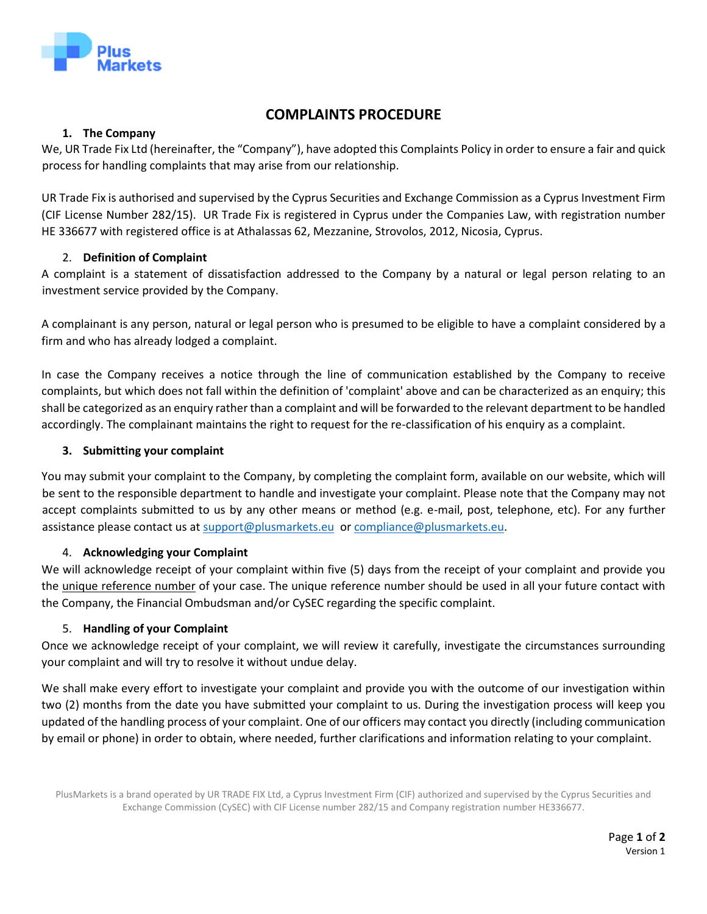# COMPLAINTS PROCEDURE

## 1. The Company

We, UR Trade Fix Ltd (hereinafter, the "Company"), have adopted this Complaints Policy in order to ensure a fair and quick process for handling complaints that may arise from our relationship.

UR Trade Fix is authorised and supervised by the Cyprus Securities and Exchange Commission as a Cyprus Investment Firm (CIF License Number 282/15). UR Trade Fix is registered in Cyprus under the Companies Law, with registration number HE 336677 with registered office is at Athalassas 62, Mezzanine, Strovolos, 2012, Nicosia, Cyprus.

## 2. Definition of Complaint

A complaint is a statement of dissatisfaction addressed to the Company by a natural or legal person relating to an investment service provided by the Company.

A complainant is any person, natural or legal person who is presumed to be eligible to have a complaint considered by a firm and who has already lodged a complaint.

In case the Company receives a notice through the line of communication established by the Company to receive complaints, but which does not fall within the definition of 'complaint' above and can be characterized as an enquiry; this shall be categorized as an enquiry rather than a complaint and will be forwarded to the relevant department to be handled accordingly. The complainant maintains the right to request for the re-classification of his enquiry as a complaint.

## 3. Submitting your complaint

You may submit your complaint to the Company, by completing the complaint form, available on our website, which will be sent to the responsible department to handle and investigate your complaint. Please note that the Company may not accept complaints submitted to us by any other means or method (e.g. e-mail, post, telephone, etc). For any further assistance please contact us at support@plusmarkets.eu or compliance@plusmarkets.eu.

## 4. Acknowledging your Complaint

We will acknowledge receipt of your complaint within five (5) days from the receipt of your complaint and provide you the unique reference number of your case. The unique reference number should be used in all your future contact with the Company, the Financial Ombudsman and/or CySEC regarding the specific complaint.

## 5. Handling of your Complaint

Once we acknowledge receipt of your complaint, we will review it carefully, investigate the circumstances surrounding your complaint and will try to resolve it without undue delay.

We shall make every effort to investigate your complaint and provide you with the outcome of our investigation within two (2) months from the date you have submitted your complaint to us. During the investigation process will keep you updated of the handling process of your complaint. One of our officers may contact you directly (including communication by email or phone) in order to obtain, where needed, further clarifications and information relating to your complaint.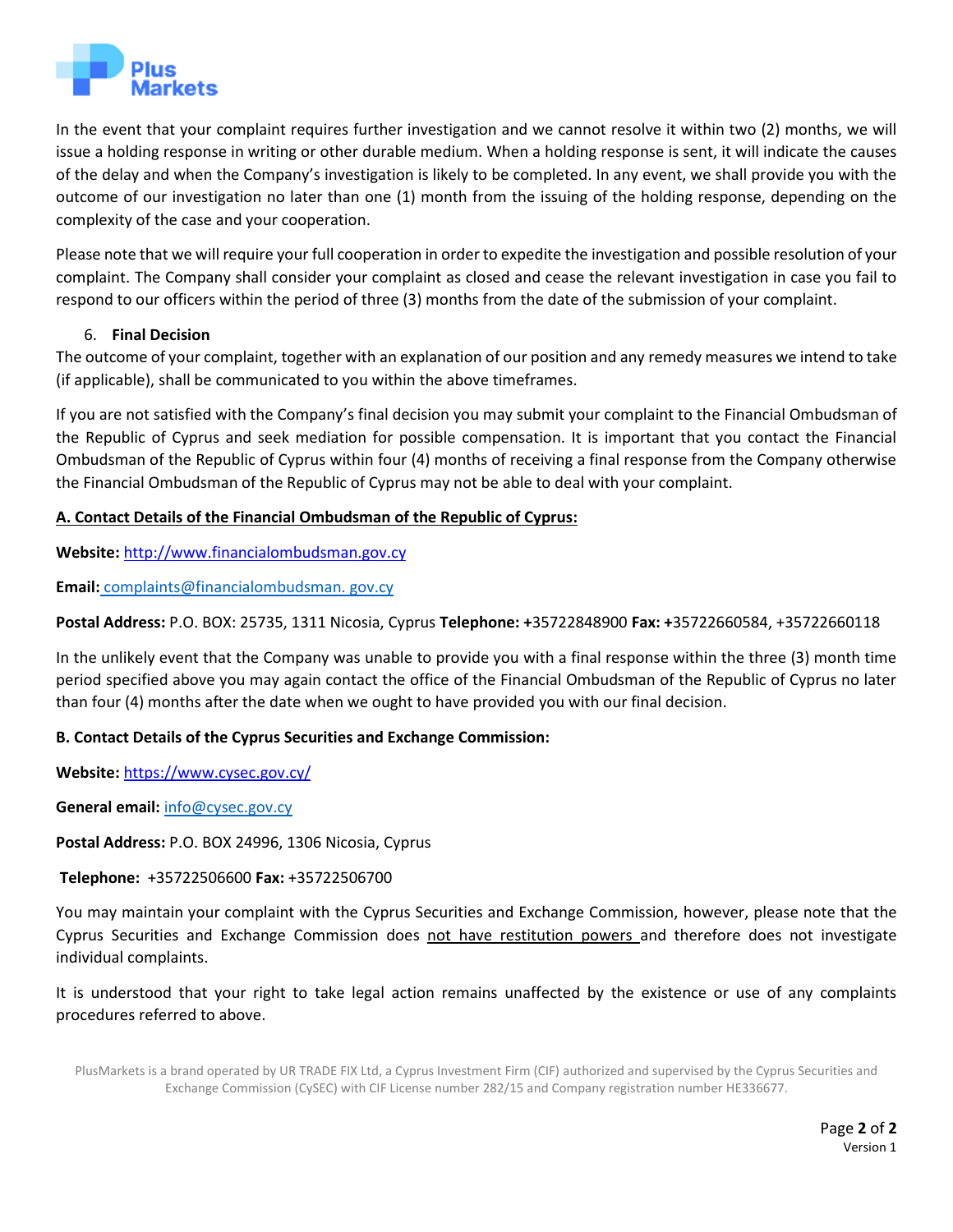In the event that your complaint requires further investigation and we cannot resolve it within two (2) months, we will issue a holding response in writing or other durable medium. When a holding response is sent, it will indicate the causes of the delay and when the Company's investigation is likely to be completed. In any event, we shall provide you with the outcome of our investigation no later than one (1) month from the issuing of the holding response, depending on the complexity of the case and your cooperation.

Please note that we will require your full cooperation in order to expedite the investigation and possible resolution of your complaint. The Company shall consider your complaint as closed and cease the relevant investigation in case you fail to respond to our officers within the period of three (3) months from the date of the submission of your complaint.

6. **Final Decision**

The outcome of your complaint, together with an explanation of our position and any remedy measures we intend to take (if applicable), shall be communicated to you within the above timeframes.

If you are not satisfied with the Company's final decision you may submit your complaint to the Financial Ombudsman of the Republic of Cyprus and seek mediation for possible compensation. It is important that you contact the Financial Ombudsman of the Republic of Cyprus within four (4) months of receiving a final response from the Company otherwise the Financial Ombudsman of the Republic of Cyprus may not be able to deal with your complaint.

**A. Contact Details of the Financial Ombudsman of the Republic of Cyprus:**

**Website:** http://www.financialombudsman.gov.cy

**Email:** complaints@financialombudsman. gov.cy

**Postal Address:** P.O. BOX: 25735, 1311 Nicosia, Cyprus **Telephone: +**35722848900 **Fax: +**35722660584, +35722660118

In the unlikely event that the Company was unable to provide you with a final response within the three (3) month time period specified above you may again contact the office of the Financial Ombudsman of the Republic of Cyprus no later than four (4) months after the date when we ought to have provided you with our final decision.

**B. Contact Details of the Cyprus Securities and Exchange Commission:**

**Website:** https://www.cysec.gov.cy/

**General email:** info@cysec.gov.cy

**Postal Address:** P.O. BOX 24996, 1306 Nicosia, Cyprus

**Telephone:** +35722506600 **Fax:** +35722506700

You may maintain your complaint with the Cyprus Securities and Exchange Commission, however, please note that the Cyprus Securities and Exchange Commission does not have restitution powers and therefore does not investigate individual complaints.

It is understood that your right to take legal action remains unaffected by the existence or use of any complaints procedures referred to above.

PlusMarkets is a brand operated by UR TRADE FIX Ltd, a Cyprus Investment Firm (CIF) authorized and supervised by the Cyprus Securities and Exchange Commission (CySEC) with CIF License number 282/15 and Company registration number HE336677.